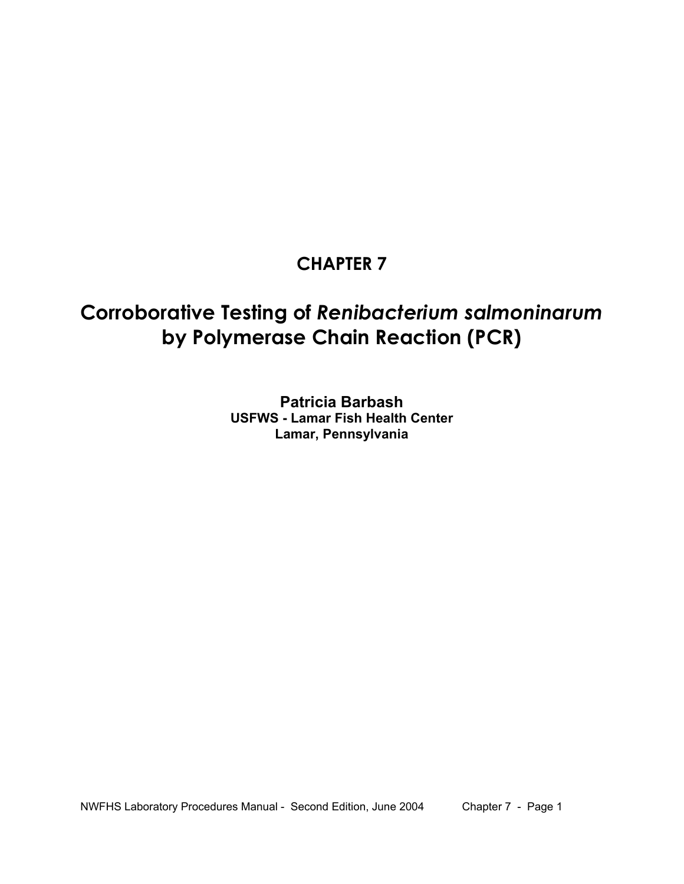# CHAPTER 7

# Corroborative Testing of *Renibacterium salmoninarum* by Polymerase Chain Reaction (PCR)

**Patricia Barbash**
**USFWS - Lamar Fish Health Center**
**Lamar, Pennsylvania**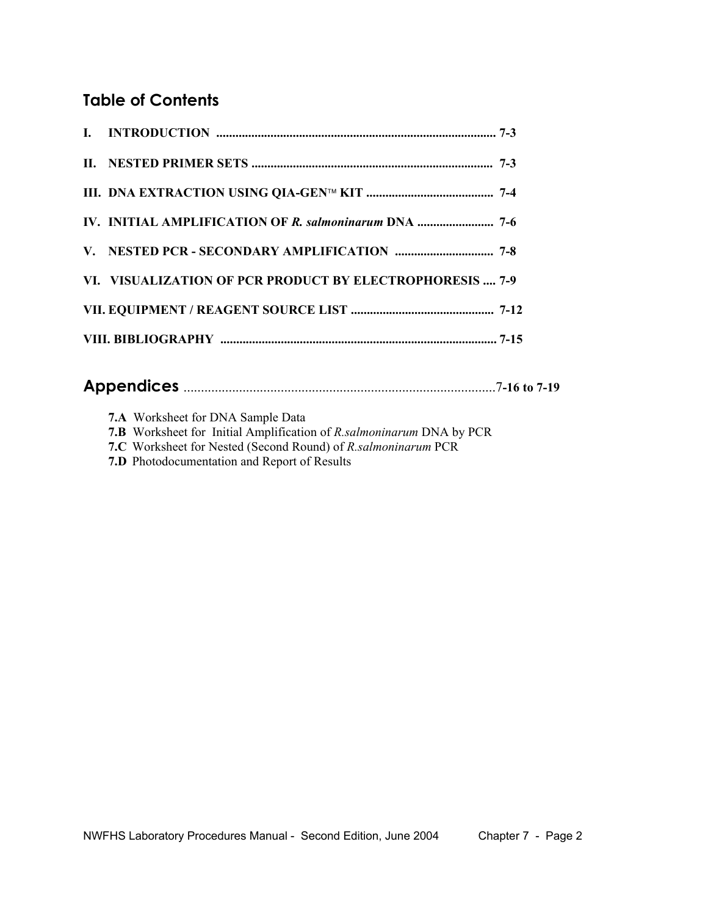## Table of Contents

**I. INTRODUCTION** ........................................................................................ **7-3**

**II. NESTED PRIMER SETS** ........................................................................... **7-3**

**III. DNA EXTRACTION USING QIA-GEN™ KIT** ........................................ **7-4**

**IV. INITIAL AMPLIFICATION OF *R. salmoninarum* DNA** ........................ **7-6**

**V. NESTED PCR - SECONDARY AMPLIFICATION** ............................... **7-8**

**VI. VISUALIZATION OF PCR PRODUCT BY ELECTROPHORESIS** .... **7-9**

**VII. EQUIPMENT / REAGENT SOURCE LIST** ............................................ **7-12**

**VIII. BIBLIOGRAPHY** ....................................................................................... **7-15**

## Appendices ..........................................................................................7**-16 to 7-19**

- **7.A** Worksheet for DNA Sample Data
- **7.B** Worksheet for Initial Amplification of *R.salmoninarum* DNA by PCR
- **7.C** Worksheet for Nested (Second Round) of *R.salmoninarum* PCR
- **7.D** Photodocumentation and Report of Results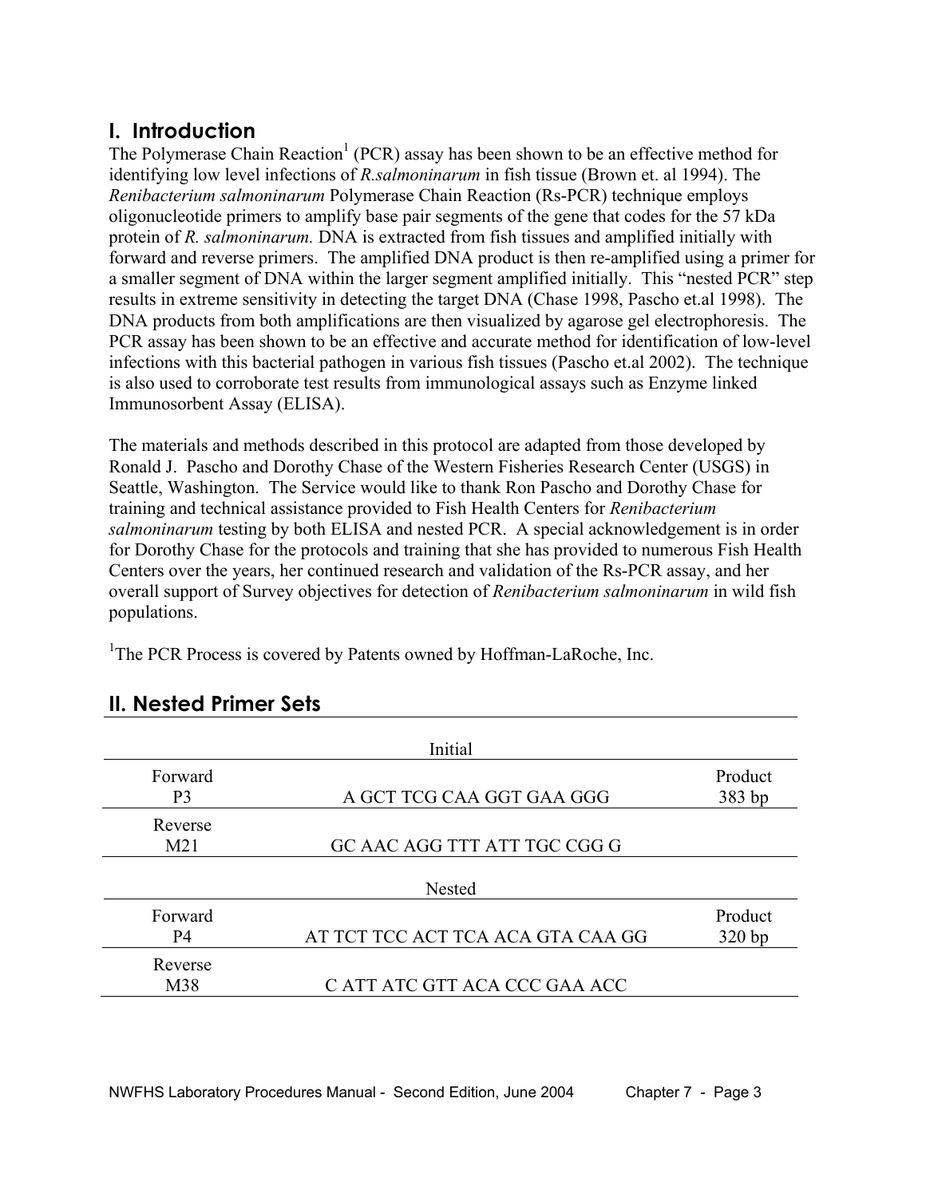## I. Introduction

The Polymerase Chain Reaction[1] (PCR) assay has been shown to be an effective method for identifying low level infections of *R.salmoninarum* in fish tissue (Brown et. al 1994). The *Renibacterium salmoninarum* Polymerase Chain Reaction (Rs-PCR) technique employs oligonucleotide primers to amplify base pair segments of the gene that codes for the 57 kDa protein of *R. salmoninarum.* DNA is extracted from fish tissues and amplified initially with forward and reverse primers. The amplified DNA product is then re-amplified using a primer for a smaller segment of DNA within the larger segment amplified initially. This "nested PCR" step results in extreme sensitivity in detecting the target DNA (Chase 1998, Pascho et.al 1998). The DNA products from both amplifications are then visualized by agarose gel electrophoresis. The PCR assay has been shown to be an effective and accurate method for identification of low-level infections with this bacterial pathogen in various fish tissues (Pascho et.al 2002). The technique is also used to corroborate test results from immunological assays such as Enzyme linked Immunosorbent Assay (ELISA).

The materials and methods described in this protocol are adapted from those developed by Ronald J. Pascho and Dorothy Chase of the Western Fisheries Research Center (USGS) in Seattle, Washington. The Service would like to thank Ron Pascho and Dorothy Chase for training and technical assistance provided to Fish Health Centers for *Renibacterium salmoninarum* testing by both ELISA and nested PCR. A special acknowledgement is in order for Dorothy Chase for the protocols and training that she has provided to numerous Fish Health Centers over the years, her continued research and validation of the Rs-PCR assay, and her overall support of Survey objectives for detection of *Renibacterium salmoninarum* in wild fish populations.

[1]The PCR Process is covered by Patents owned by Hoffman-LaRoche, Inc.

## II. Nested Primer Sets

| | | |
|---|---|---|
| | Initial | |
| Forward P3 | A GCT TCG CAA GGT GAA GGG | Product 383 bp |
| Reverse M21 | GC AAC AGG TTT ATT TGC CGG G | |
| | Nested | |
| Forward P4 | AT TCT TCC ACT TCA ACA GTA CAA GG | Product 320 bp |
| Reverse M38 | C ATT ATC GTT ACA CCC GAA ACC | |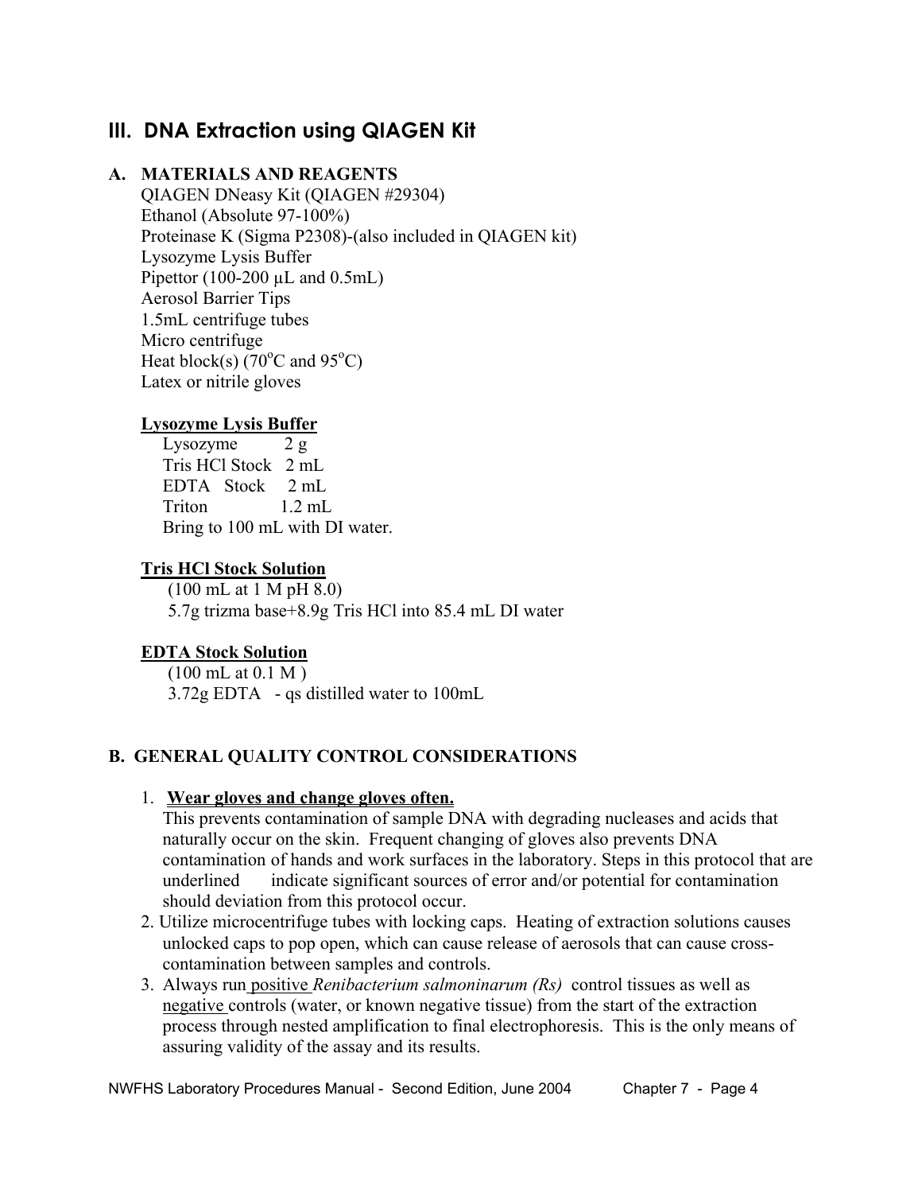## III. DNA Extraction using QIAGEN Kit

### A. MATERIALS AND REAGENTS

QIAGEN DNeasy Kit (QIAGEN #29304)
Ethanol (Absolute 97-100%)
Proteinase K (Sigma P2308)-(also included in QIAGEN kit)
Lysozyme Lysis Buffer
Pipettor (100-200 µL and 0.5mL)
Aerosol Barrier Tips
1.5mL centrifuge tubes
Micro centrifuge
Heat block(s) (70°C and 95°C)
Latex or nitrile gloves

**Lysozyme Lysis Buffer**

Lysozyme 2 g
Tris HCl Stock 2 mL
EDTA Stock 2 mL
Triton 1.2 mL
Bring to 100 mL with DI water.

**Tris HCl Stock Solution**

(100 mL at 1 M pH 8.0)
5.7g trizma base+8.9g Tris HCl into 85.4 mL DI water

**EDTA Stock Solution**

(100 mL at 0.1 M )
3.72g EDTA - qs distilled water to 100mL

### B. GENERAL QUALITY CONTROL CONSIDERATIONS

1. **Wear gloves and change gloves often.**
   This prevents contamination of sample DNA with degrading nucleases and acids that naturally occur on the skin. Frequent changing of gloves also prevents DNA contamination of hands and work surfaces in the laboratory. Steps in this protocol that are underlined indicate significant sources of error and/or potential for contamination should deviation from this protocol occur.
2. Utilize microcentrifuge tubes with locking caps. Heating of extraction solutions causes unlocked caps to pop open, which can cause release of aerosols that can cause cross-contamination between samples and controls.
3. Always run positive *Renibacterium salmoninarum (Rs)* control tissues as well as negative controls (water, or known negative tissue) from the start of the extraction process through nested amplification to final electrophoresis. This is the only means of assuring validity of the assay and its results.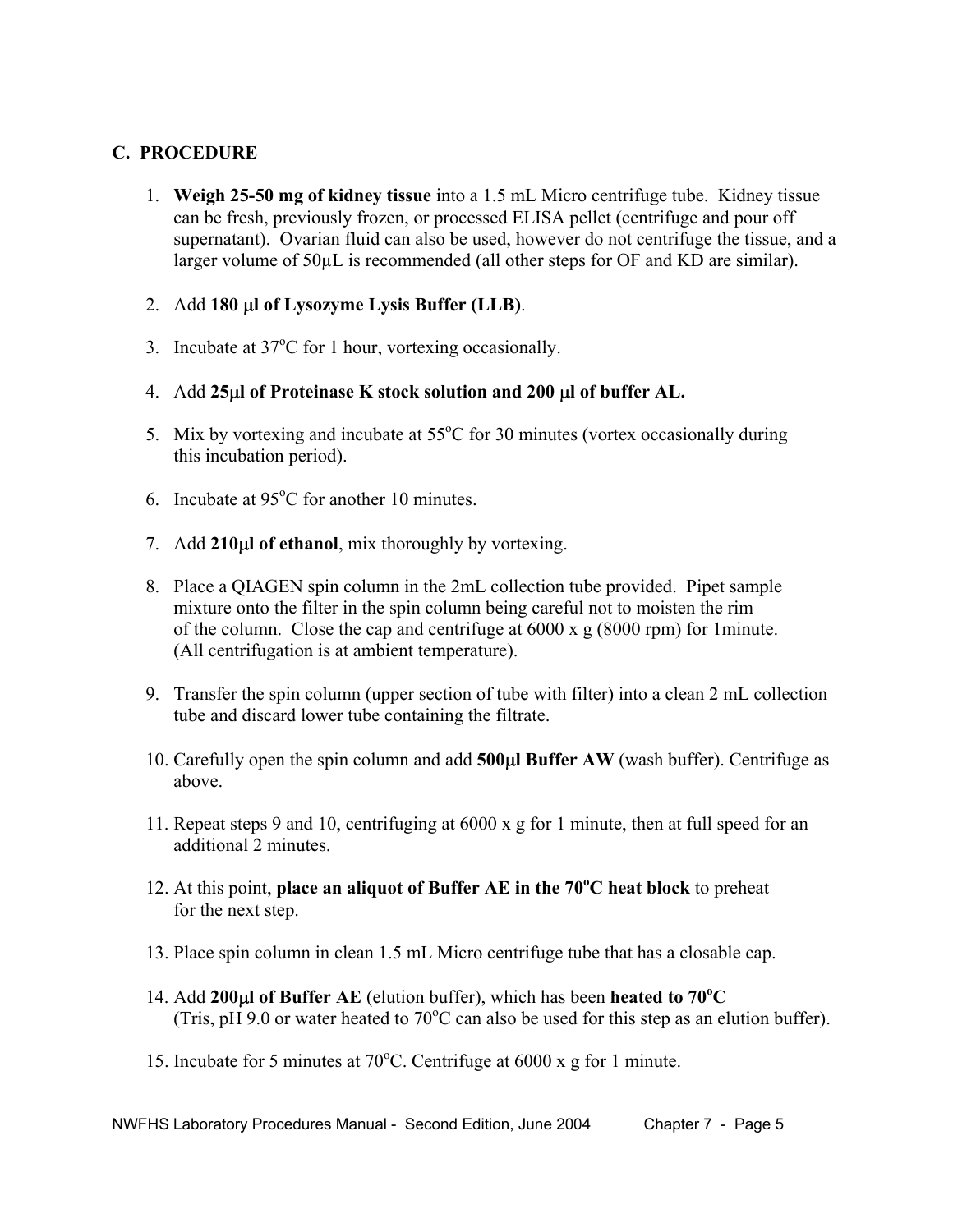## C. PROCEDURE

1. **Weigh 25-50 mg of kidney tissue** into a 1.5 mL Micro centrifuge tube. Kidney tissue can be fresh, previously frozen, or processed ELISA pellet (centrifuge and pour off supernatant). Ovarian fluid can also be used, however do not centrifuge the tissue, and a larger volume of 50µL is recommended (all other steps for OF and KD are similar).

2. Add **180 µl of Lysozyme Lysis Buffer (LLB)**.

3. Incubate at 37°C for 1 hour, vortexing occasionally.

4. Add **25µl of Proteinase K stock solution and 200 µl of buffer AL.**

5. Mix by vortexing and incubate at 55°C for 30 minutes (vortex occasionally during this incubation period).

6. Incubate at 95°C for another 10 minutes.

7. Add **210µl of ethanol**, mix thoroughly by vortexing.

8. Place a QIAGEN spin column in the 2mL collection tube provided. Pipet sample mixture onto the filter in the spin column being careful not to moisten the rim of the column. Close the cap and centrifuge at 6000 x g (8000 rpm) for 1minute. (All centrifugation is at ambient temperature).

9. Transfer the spin column (upper section of tube with filter) into a clean 2 mL collection tube and discard lower tube containing the filtrate.

10. Carefully open the spin column and add **500µl Buffer AW** (wash buffer). Centrifuge as above.

11. Repeat steps 9 and 10, centrifuging at 6000 x g for 1 minute, then at full speed for an additional 2 minutes.

12. At this point, **place an aliquot of Buffer AE in the 70°C heat block** to preheat for the next step.

13. Place spin column in clean 1.5 mL Micro centrifuge tube that has a closable cap.

14. Add **200µl of Buffer AE** (elution buffer), which has been **heated to 70°C** (Tris, pH 9.0 or water heated to 70°C can also be used for this step as an elution buffer).

15. Incubate for 5 minutes at 70°C. Centrifuge at 6000 x g for 1 minute.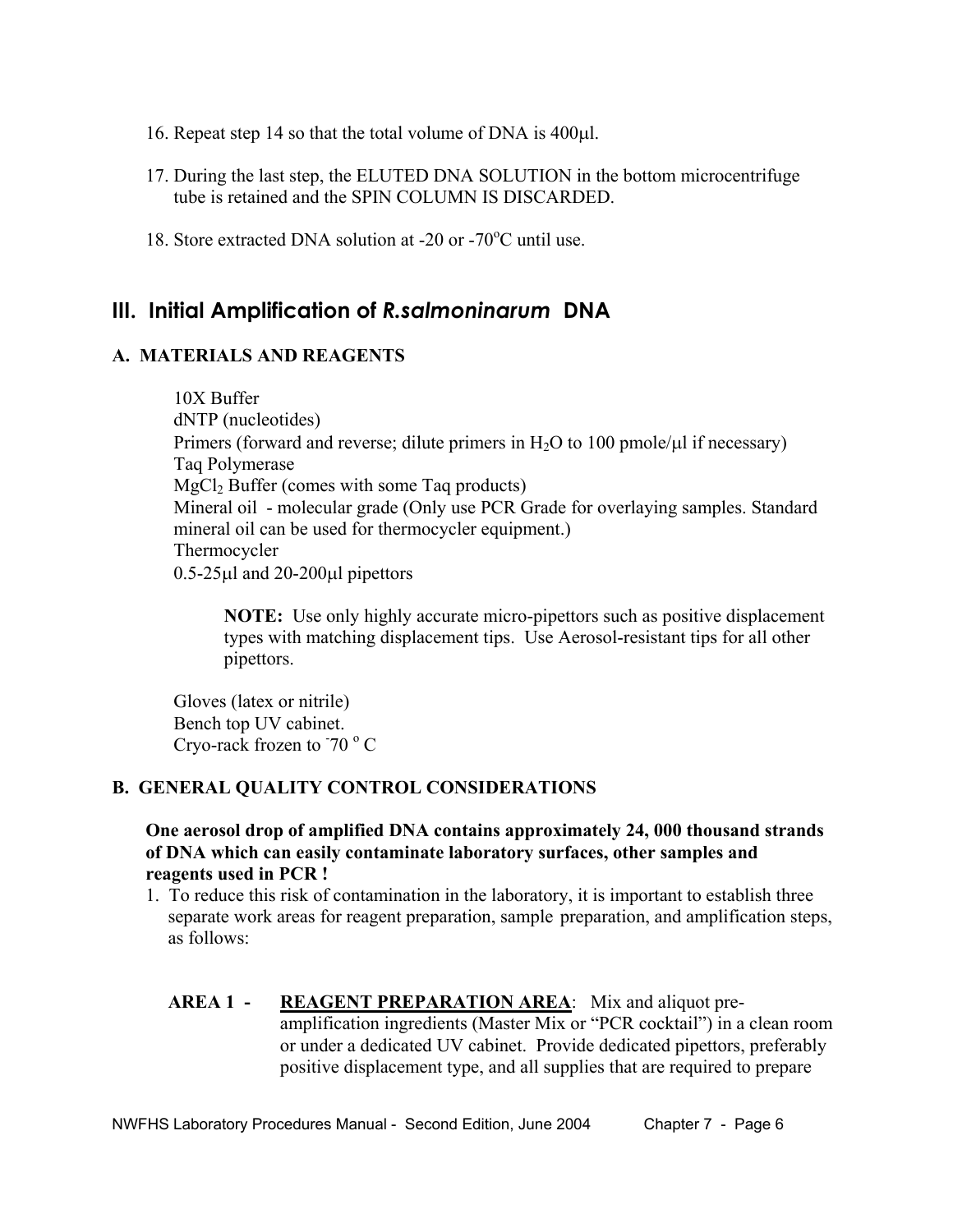16. Repeat step 14 so that the total volume of DNA is 400μl.

17. During the last step, the ELUTED DNA SOLUTION in the bottom microcentrifuge tube is retained and the SPIN COLUMN IS DISCARDED.

18. Store extracted DNA solution at -20 or -70°C until use.

## III. Initial Amplification of *R.salmoninarum* DNA

### A. MATERIALS AND REAGENTS

10X Buffer
dNTP (nucleotides)
Primers (forward and reverse; dilute primers in $H_2O$ to 100 pmole/μl if necessary)
Taq Polymerase
$MgCl_2$ Buffer (comes with some Taq products)
Mineral oil - molecular grade (Only use PCR Grade for overlaying samples. Standard mineral oil can be used for thermocycler equipment.)
Thermocycler
0.5-25μl and 20-200μl pipettors

> **NOTE:** Use only highly accurate micro-pipettors such as positive displacement types with matching displacement tips. Use Aerosol-resistant tips for all other pipettors.

Gloves (latex or nitrile)
Bench top UV cabinet.
Cryo-rack frozen to -70 °C

### B. GENERAL QUALITY CONTROL CONSIDERATIONS

**One aerosol drop of amplified DNA contains approximately 24, 000 thousand strands of DNA which can easily contaminate laboratory surfaces, other samples and reagents used in PCR !**

1. To reduce this risk of contamination in the laboratory, it is important to establish three separate work areas for reagent preparation, sample preparation, and amplification steps, as follows:

**AREA 1 -** **<u>REAGENT PREPARATION AREA</u>**: Mix and aliquot pre-amplification ingredients (Master Mix or "PCR cocktail") in a clean room or under a dedicated UV cabinet. Provide dedicated pipettors, preferably positive displacement type, and all supplies that are required to prepare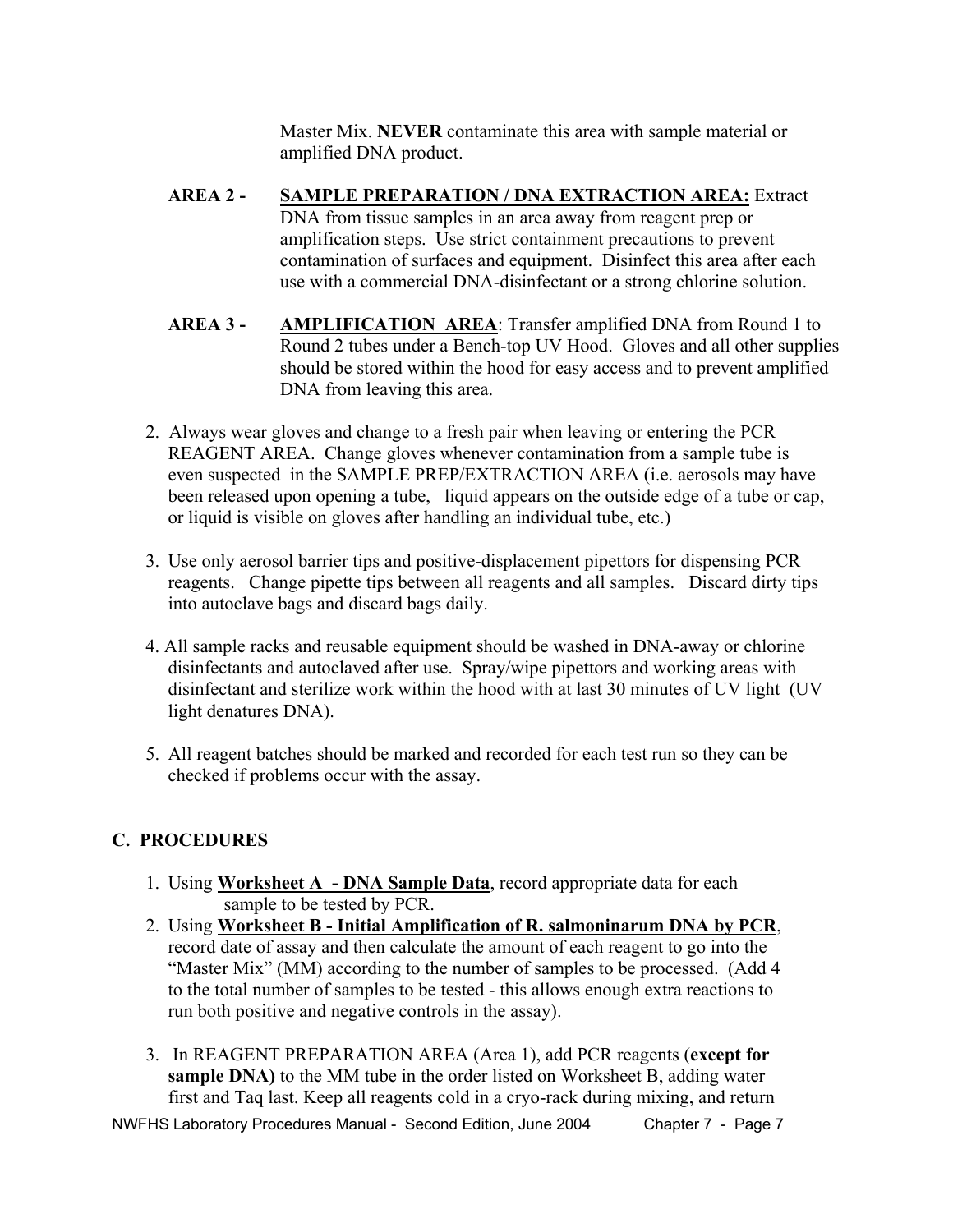Master Mix. **NEVER** contaminate this area with sample material or amplified DNA product.

**AREA 2 -** **SAMPLE PREPARATION / DNA EXTRACTION AREA:** Extract DNA from tissue samples in an area away from reagent prep or amplification steps. Use strict containment precautions to prevent contamination of surfaces and equipment. Disinfect this area after each use with a commercial DNA-disinfectant or a strong chlorine solution.

**AREA 3 -** **AMPLIFICATION AREA**: Transfer amplified DNA from Round 1 to Round 2 tubes under a Bench-top UV Hood. Gloves and all other supplies should be stored within the hood for easy access and to prevent amplified DNA from leaving this area.

2. Always wear gloves and change to a fresh pair when leaving or entering the PCR REAGENT AREA. Change gloves whenever contamination from a sample tube is even suspected in the SAMPLE PREP/EXTRACTION AREA (i.e. aerosols may have been released upon opening a tube, liquid appears on the outside edge of a tube or cap, or liquid is visible on gloves after handling an individual tube, etc.)

3. Use only aerosol barrier tips and positive-displacement pipettors for dispensing PCR reagents. Change pipette tips between all reagents and all samples. Discard dirty tips into autoclave bags and discard bags daily.

4. All sample racks and reusable equipment should be washed in DNA-away or chlorine disinfectants and autoclaved after use. Spray/wipe pipettors and working areas with disinfectant and sterilize work within the hood with at last 30 minutes of UV light (UV light denatures DNA).

5. All reagent batches should be marked and recorded for each test run so they can be checked if problems occur with the assay.

## C. PROCEDURES

1. Using **Worksheet A - DNA Sample Data**, record appropriate data for each sample to be tested by PCR.
2. Using **Worksheet B - Initial Amplification of R. salmoninarum DNA by PCR**, record date of assay and then calculate the amount of each reagent to go into the "Master Mix" (MM) according to the number of samples to be processed. (Add 4 to the total number of samples to be tested - this allows enough extra reactions to run both positive and negative controls in the assay).
3. In REAGENT PREPARATION AREA (Area 1), add PCR reagents (**except for sample DNA)** to the MM tube in the order listed on Worksheet B, adding water first and Taq last. Keep all reagents cold in a cryo-rack during mixing, and return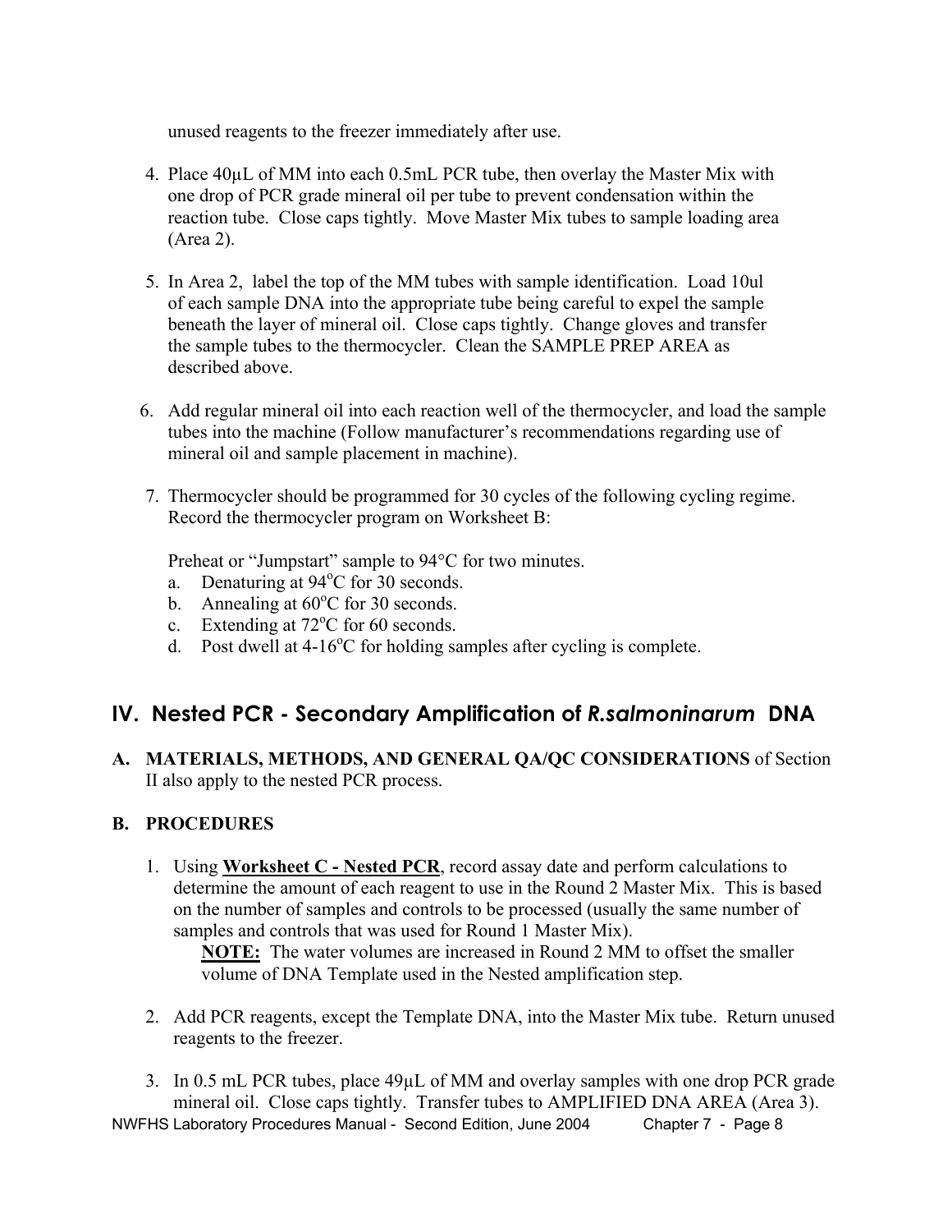unused reagents to the freezer immediately after use.

4. Place 40µL of MM into each 0.5mL PCR tube, then overlay the Master Mix with one drop of PCR grade mineral oil per tube to prevent condensation within the reaction tube. Close caps tightly. Move Master Mix tubes to sample loading area (Area 2).

5. In Area 2, label the top of the MM tubes with sample identification. Load 10ul of each sample DNA into the appropriate tube being careful to expel the sample beneath the layer of mineral oil. Close caps tightly. Change gloves and transfer the sample tubes to the thermocycler. Clean the SAMPLE PREP AREA as described above.

6. Add regular mineral oil into each reaction well of the thermocycler, and load the sample tubes into the machine (Follow manufacturer's recommendations regarding use of mineral oil and sample placement in machine).

7. Thermocycler should be programmed for 30 cycles of the following cycling regime. Record the thermocycler program on Worksheet B:

   Preheat or "Jumpstart" sample to 94°C for two minutes.
   
   a. Denaturing at 94°C for 30 seconds.
   b. Annealing at 60°C for 30 seconds.
   c. Extending at 72°C for 60 seconds.
   d. Post dwell at 4-16°C for holding samples after cycling is complete.

## IV. Nested PCR - Secondary Amplification of *R.salmoninarum* DNA

**A. MATERIALS, METHODS, AND GENERAL QA/QC CONSIDERATIONS** of Section II also apply to the nested PCR process.

**B. PROCEDURES**

1. Using **Worksheet C - Nested PCR**, record assay date and perform calculations to determine the amount of each reagent to use in the Round 2 Master Mix. This is based on the number of samples and controls to be processed (usually the same number of samples and controls that was used for Round 1 Master Mix).

   **NOTE:** The water volumes are increased in Round 2 MM to offset the smaller volume of DNA Template used in the Nested amplification step.

2. Add PCR reagents, except the Template DNA, into the Master Mix tube. Return unused reagents to the freezer.

3. In 0.5 mL PCR tubes, place 49µL of MM and overlay samples with one drop PCR grade mineral oil. Close caps tightly. Transfer tubes to AMPLIFIED DNA AREA (Area 3).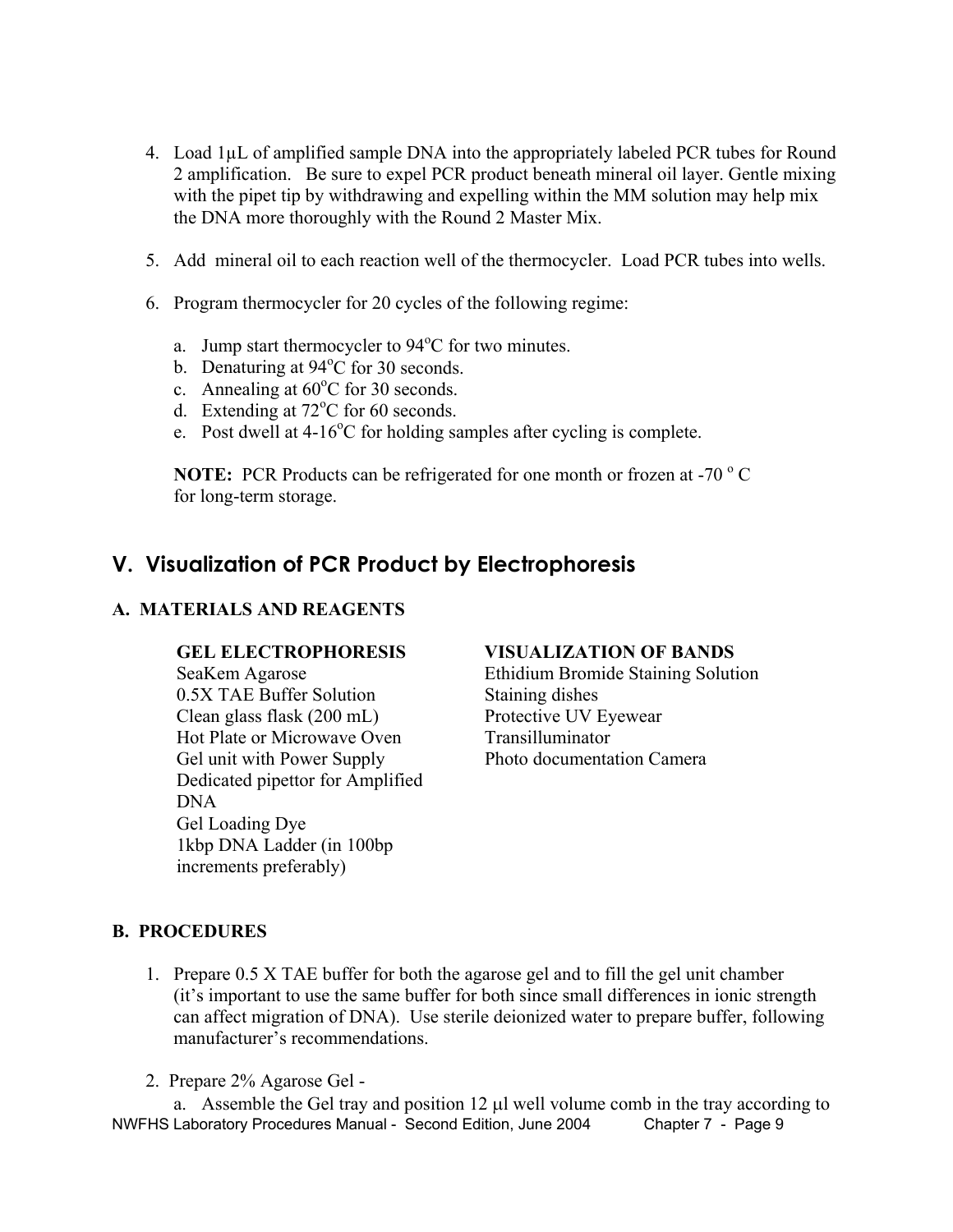4. Load 1µL of amplified sample DNA into the appropriately labeled PCR tubes for Round 2 amplification. Be sure to expel PCR product beneath mineral oil layer. Gentle mixing with the pipet tip by withdrawing and expelling within the MM solution may help mix the DNA more thoroughly with the Round 2 Master Mix.

5. Add mineral oil to each reaction well of the thermocycler. Load PCR tubes into wells.

6. Program thermocycler for 20 cycles of the following regime:

   a. Jump start thermocycler to 94$^{o}$C for two minutes.
   b. Denaturing at 94$^{o}$C for 30 seconds.
   c. Annealing at 60$^{o}$C for 30 seconds.
   d. Extending at 72$^{o}$C for 60 seconds.
   e. Post dwell at 4-16$^{o}$C for holding samples after cycling is complete.

   **NOTE:** PCR Products can be refrigerated for one month or frozen at -70 $^{o}$ C for long-term storage.

## V. Visualization of PCR Product by Electrophoresis

### A. MATERIALS AND REAGENTS

**GEL ELECTROPHORESIS**
SeaKem Agarose
0.5X TAE Buffer Solution
Clean glass flask (200 mL)
Hot Plate or Microwave Oven
Gel unit with Power Supply
Dedicated pipettor for Amplified DNA
Gel Loading Dye
1kbp DNA Ladder (in 100bp increments preferably)

**VISUALIZATION OF BANDS**
Ethidium Bromide Staining Solution
Staining dishes
Protective UV Eyewear
Transilluminator
Photo documentation Camera

### B. PROCEDURES

1. Prepare 0.5 X TAE buffer for both the agarose gel and to fill the gel unit chamber (it's important to use the same buffer for both since small differences in ionic strength can affect migration of DNA). Use sterile deionized water to prepare buffer, following manufacturer's recommendations.

2. Prepare 2% Agarose Gel -

   a. Assemble the Gel tray and position 12 µl well volume comb in the tray according to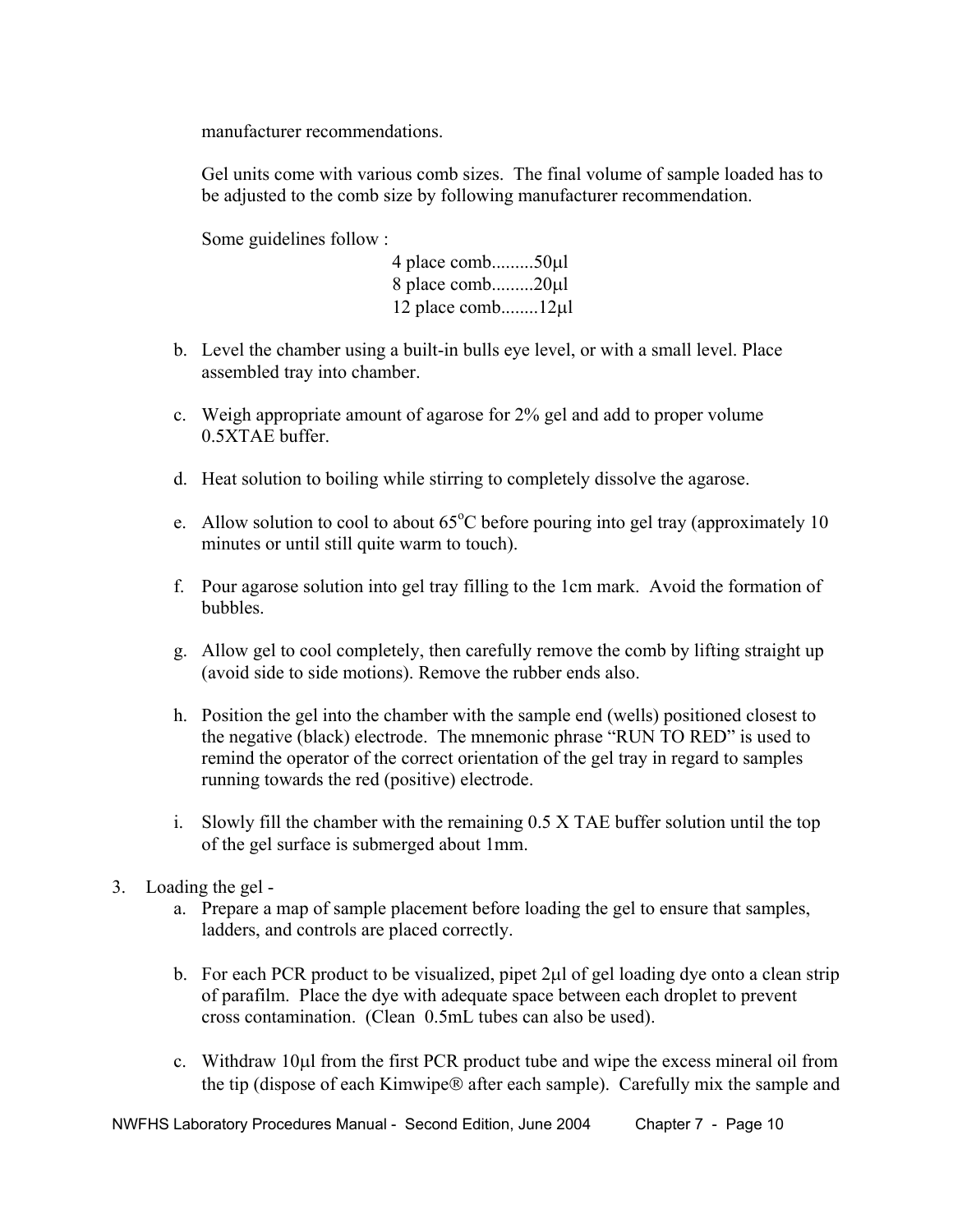manufacturer recommendations.

Gel units come with various comb sizes. The final volume of sample loaded has to be adjusted to the comb size by following manufacturer recommendation.

Some guidelines follow :

4 place comb.........50µl
8 place comb.........20µl
12 place comb........12µl

b. Level the chamber using a built-in bulls eye level, or with a small level. Place assembled tray into chamber.

c. Weigh appropriate amount of agarose for 2% gel and add to proper volume 0.5XTAE buffer.

d. Heat solution to boiling while stirring to completely dissolve the agarose.

e. Allow solution to cool to about 65$^{o}$C before pouring into gel tray (approximately 10 minutes or until still quite warm to touch).

f. Pour agarose solution into gel tray filling to the 1cm mark. Avoid the formation of bubbles.

g. Allow gel to cool completely, then carefully remove the comb by lifting straight up (avoid side to side motions). Remove the rubber ends also.

h. Position the gel into the chamber with the sample end (wells) positioned closest to the negative (black) electrode. The mnemonic phrase "RUN TO RED" is used to remind the operator of the correct orientation of the gel tray in regard to samples running towards the red (positive) electrode.

i. Slowly fill the chamber with the remaining 0.5 X TAE buffer solution until the top of the gel surface is submerged about 1mm.

3. Loading the gel -

a. Prepare a map of sample placement before loading the gel to ensure that samples, ladders, and controls are placed correctly.

b. For each PCR product to be visualized, pipet 2µl of gel loading dye onto a clean strip of parafilm. Place the dye with adequate space between each droplet to prevent cross contamination. (Clean 0.5mL tubes can also be used).

c. Withdraw 10µl from the first PCR product tube and wipe the excess mineral oil from the tip (dispose of each Kimwipe® after each sample). Carefully mix the sample and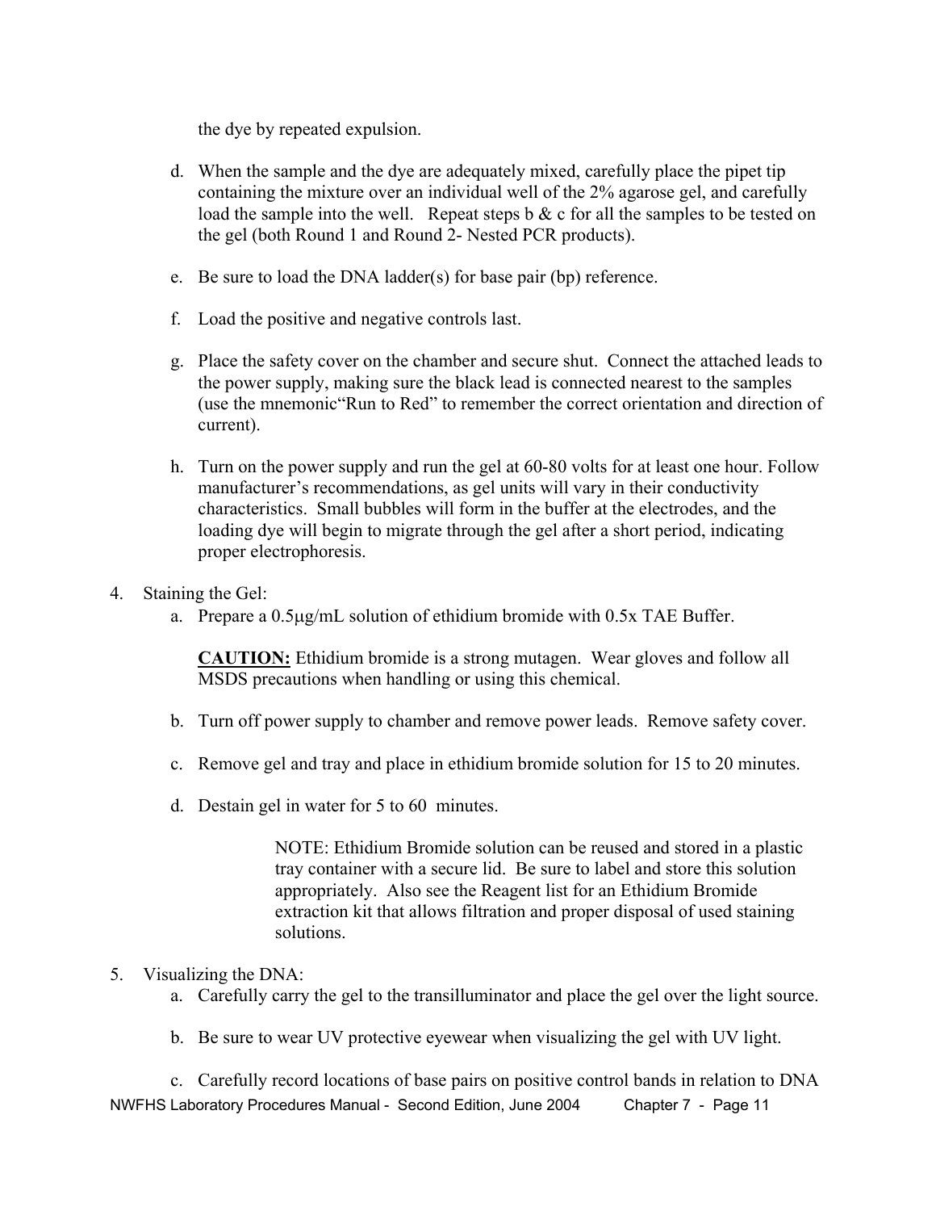the dye by repeated expulsion.

d. When the sample and the dye are adequately mixed, carefully place the pipet tip containing the mixture over an individual well of the 2% agarose gel, and carefully load the sample into the well. Repeat steps b & c for all the samples to be tested on the gel (both Round 1 and Round 2- Nested PCR products).

e. Be sure to load the DNA ladder(s) for base pair (bp) reference.

f. Load the positive and negative controls last.

g. Place the safety cover on the chamber and secure shut. Connect the attached leads to the power supply, making sure the black lead is connected nearest to the samples (use the mnemonic"Run to Red" to remember the correct orientation and direction of current).

h. Turn on the power supply and run the gel at 60-80 volts for at least one hour. Follow manufacturer's recommendations, as gel units will vary in their conductivity characteristics. Small bubbles will form in the buffer at the electrodes, and the loading dye will begin to migrate through the gel after a short period, indicating proper electrophoresis.

4. Staining the Gel:

   a. Prepare a 0.5µg/mL solution of ethidium bromide with 0.5x TAE Buffer.

      **CAUTION:** Ethidium bromide is a strong mutagen. Wear gloves and follow all MSDS precautions when handling or using this chemical.

   b. Turn off power supply to chamber and remove power leads. Remove safety cover.

   c. Remove gel and tray and place in ethidium bromide solution for 15 to 20 minutes.

   d. Destain gel in water for 5 to 60 minutes.

      NOTE: Ethidium Bromide solution can be reused and stored in a plastic tray container with a secure lid. Be sure to label and store this solution appropriately. Also see the Reagent list for an Ethidium Bromide extraction kit that allows filtration and proper disposal of used staining solutions.

5. Visualizing the DNA:

   a. Carefully carry the gel to the transilluminator and place the gel over the light source.

   b. Be sure to wear UV protective eyewear when visualizing the gel with UV light.

   c. Carefully record locations of base pairs on positive control bands in relation to DNA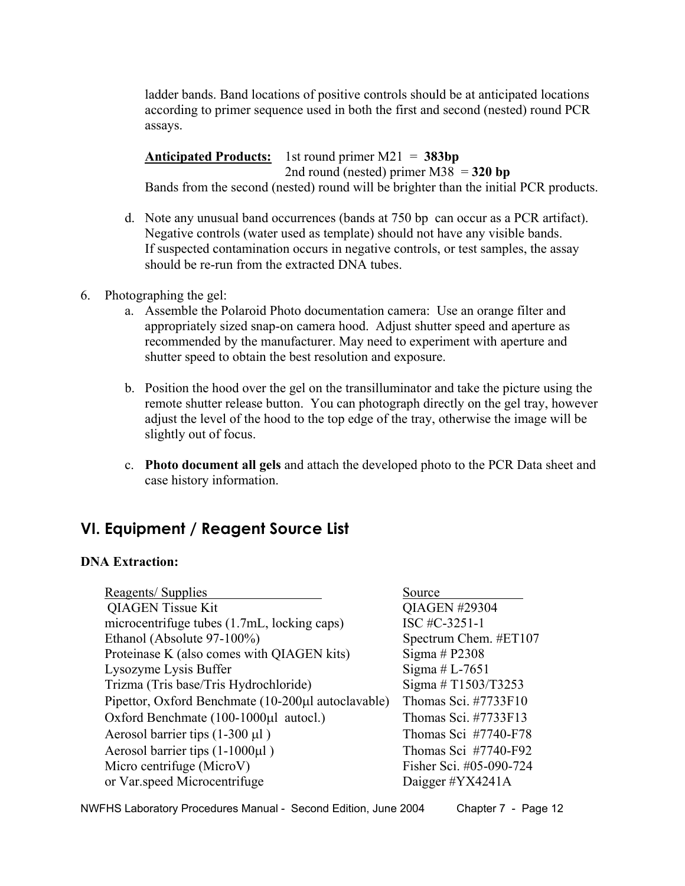ladder bands. Band locations of positive controls should be at anticipated locations according to primer sequence used in both the first and second (nested) round PCR assays.

**Anticipated Products:** 1st round primer M21 = **383bp**
2nd round (nested) primer M38 = **320 bp**

Bands from the second (nested) round will be brighter than the initial PCR products.

d. Note any unusual band occurrences (bands at 750 bp can occur as a PCR artifact). Negative controls (water used as template) should not have any visible bands. If suspected contamination occurs in negative controls, or test samples, the assay should be re-run from the extracted DNA tubes.

6. Photographing the gel:
   a. Assemble the Polaroid Photo documentation camera: Use an orange filter and appropriately sized snap-on camera hood. Adjust shutter speed and aperture as recommended by the manufacturer. May need to experiment with aperture and shutter speed to obtain the best resolution and exposure.

   b. Position the hood over the gel on the transilluminator and take the picture using the remote shutter release button. You can photograph directly on the gel tray, however adjust the level of the hood to the top edge of the tray, otherwise the image will be slightly out of focus.

   c. **Photo document all gels** and attach the developed photo to the PCR Data sheet and case history information.

## VI. Equipment / Reagent Source List

**DNA Extraction:**

| Reagents/ Supplies | Source |
|---|---|
| QIAGEN Tissue Kit | QIAGEN #29304 |
| microcentrifuge tubes (1.7mL, locking caps) | ISC #C-3251-1 |
| Ethanol (Absolute 97-100%) | Spectrum Chem. #ET107 |
| Proteinase K (also comes with QIAGEN kits) | Sigma # P2308 |
| Lysozyme Lysis Buffer | Sigma # L-7651 |
| Trizma (Tris base/Tris Hydrochloride) | Sigma # T1503/T3253 |
| Pipettor, Oxford Benchmate (10-200μl autoclavable) | Thomas Sci. #7733F10 |
| Oxford Benchmate (100-1000μl autocl.) | Thomas Sci. #7733F13 |
| Aerosol barrier tips (1-300 μl ) | Thomas Sci #7740-F78 |
| Aerosol barrier tips (1-1000μl ) | Thomas Sci #7740-F92 |
| Micro centrifuge (MicroV) | Fisher Sci. #05-090-724 |
| or Var.speed Microcentrifuge | Daigger #YX4241A |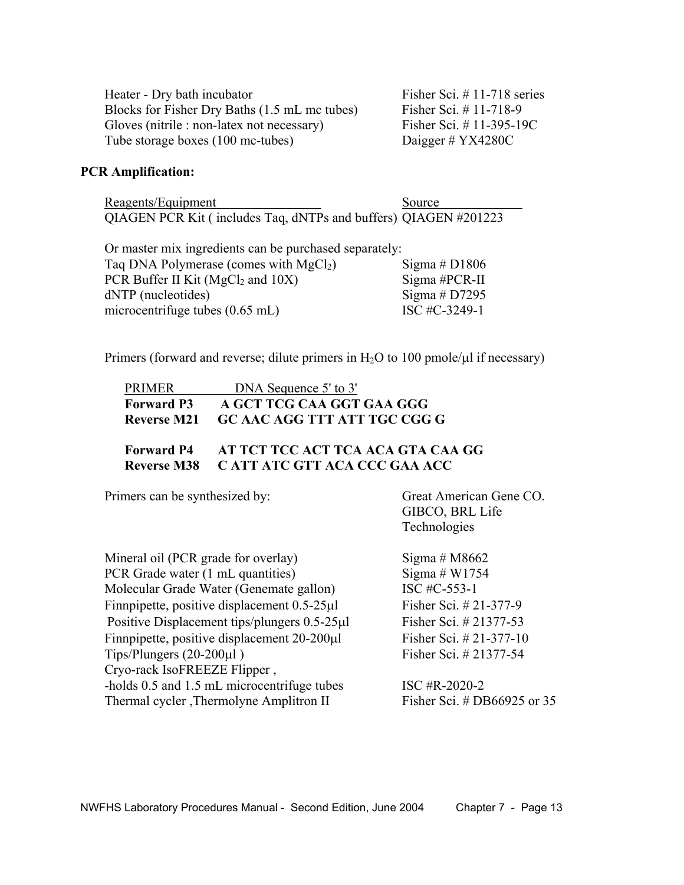| | |
|---|---|
| Heater - Dry bath incubator | Fisher Sci. # 11-718 series |
| Blocks for Fisher Dry Baths (1.5 mL mc tubes) | Fisher Sci. # 11-718-9 |
| Gloves (nitrile : non-latex not necessary) | Fisher Sci. # 11-395-19C |
| Tube storage boxes (100 mc-tubes) | Daigger # YX4280C |

**PCR Amplification:**

| Reagents/Equipment | Source |
|---|---|
| QIAGEN PCR Kit ( includes Taq, dNTPs and buffers) | QIAGEN #201223 |

Or master mix ingredients can be purchased separately:

| | |
|---|---|
| Taq DNA Polymerase (comes with $MgCl_2$) | Sigma # D1806 |
| PCR Buffer II Kit ($MgCl_2$ and 10X) | Sigma #PCR-II |
| dNTP (nucleotides) | Sigma # D7295 |
| microcentrifuge tubes (0.65 mL) | ISC #C-3249-1 |

Primers (forward and reverse; dilute primers in $H_2O$ to 100 pmole/μl if necessary)

| PRIMER | DNA Sequence 5' to 3' |
|---|---|
| **Forward P3** | **A GCT TCG CAA GGT GAA GGG** |
| **Reverse M21** | **GC AAC AGG TTT ATT TGC CGG G** |
| **Forward P4** | **AT TCT TCC ACT TCA ACA GTA CAA GG** |
| **Reverse M38** | **C ATT ATC GTT ACA CCC GAA ACC** |

Primers can be synthesized by: Great American Gene CO. GIBCO, BRL Life Technologies

| | |
|---|---|
| Mineral oil (PCR grade for overlay) | Sigma # M8662 |
| PCR Grade water (1 mL quantities) | Sigma # W1754 |
| Molecular Grade Water (Genemate gallon) | ISC #C-553-1 |
| Finnpipette, positive displacement 0.5-25μl | Fisher Sci. # 21-377-9 |
| Positive Displacement tips/plungers 0.5-25μl | Fisher Sci. # 21377-53 |
| Finnpipette, positive displacement 20-200μl | Fisher Sci. # 21-377-10 |
| Tips/Plungers (20-200μl ) | Fisher Sci. # 21377-54 |
| Cryo-rack IsoFREEZE Flipper , -holds 0.5 and 1.5 mL microcentrifuge tubes | ISC #R-2020-2 |
| Thermal cycler ,Thermolyne Amplitron II | Fisher Sci. # DB66925 or 35 |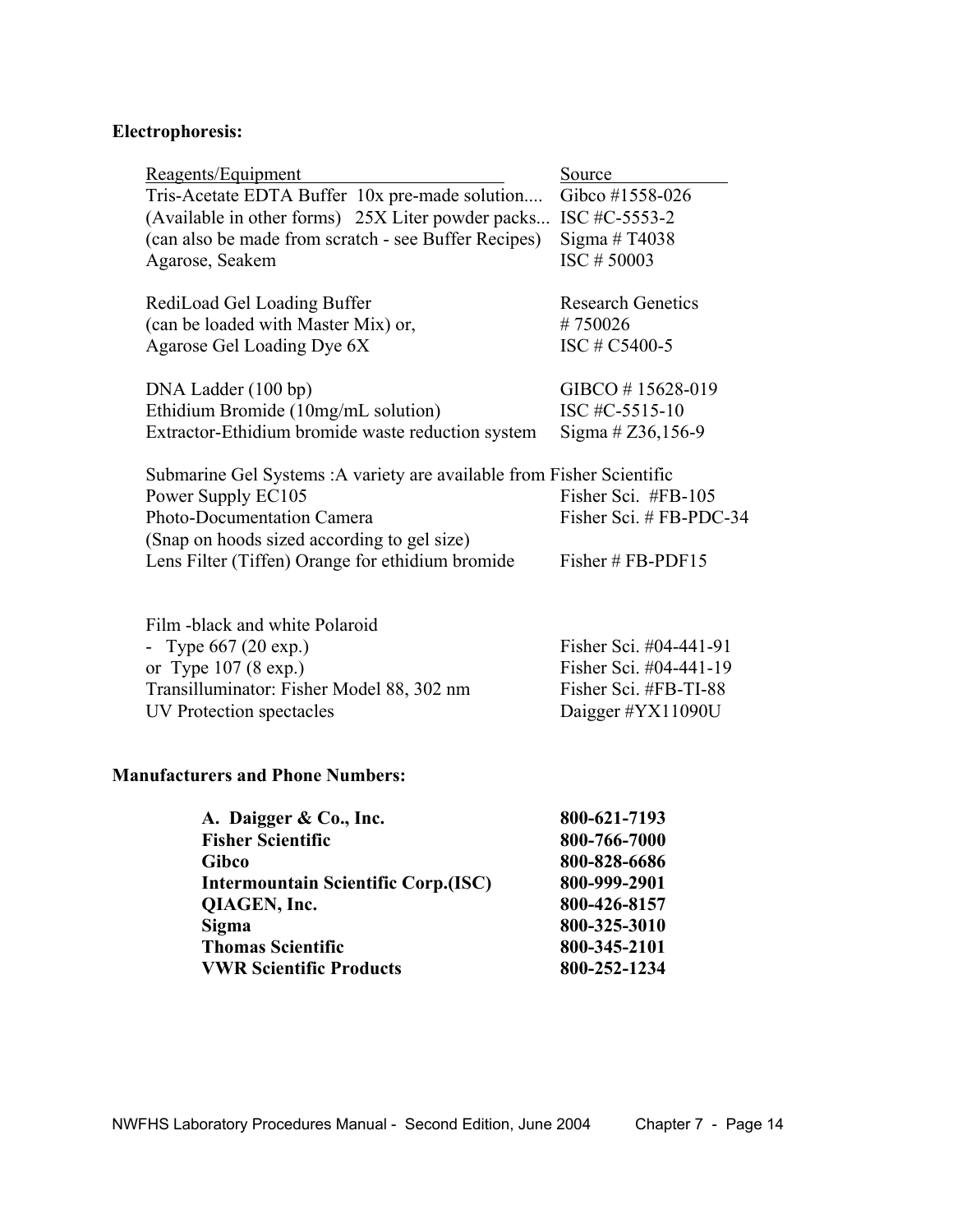**Electrophoresis:**

| Reagents/Equipment | Source |
|---|---|
| Tris-Acetate EDTA Buffer 10x pre-made solution.... | Gibco #1558-026 |
| (Available in other forms) 25X Liter powder packs... | ISC #C-5553-2 |
| (can also be made from scratch - see Buffer Recipes) | Sigma # T4038 |
| Agarose, Seakem | ISC # 50003 |
| | |
| RediLoad Gel Loading Buffer | Research Genetics |
| (can be loaded with Master Mix) or, | # 750026 |
| Agarose Gel Loading Dye 6X | ISC # C5400-5 |
| | |
| DNA Ladder (100 bp) | GIBCO # 15628-019 |
| Ethidium Bromide (10mg/mL solution) | ISC #C-5515-10 |
| Extractor-Ethidium bromide waste reduction system | Sigma # Z36,156-9 |
| | |
| Submarine Gel Systems :A variety are available from Fisher Scientific | |
| Power Supply EC105 | Fisher Sci. #FB-105 |
| Photo-Documentation Camera | Fisher Sci. # FB-PDC-34 |
| (Snap on hoods sized according to gel size) | |
| Lens Filter (Tiffen) Orange for ethidium bromide | Fisher # FB-PDF15 |
| | |
| Film -black and white Polaroid | |
| - Type 667 (20 exp.) | Fisher Sci. #04-441-91 |
| or Type 107 (8 exp.) | Fisher Sci. #04-441-19 |
| Transilluminator: Fisher Model 88, 302 nm | Fisher Sci. #FB-TI-88 |
| UV Protection spectacles | Daigger #YX11090U |

**Manufacturers and Phone Numbers:**

| | |
|---|---|
| **A. Daigger & Co., Inc.** | **800-621-7193** |
| **Fisher Scientific** | **800-766-7000** |
| **Gibco** | **800-828-6686** |
| **Intermountain Scientific Corp.(ISC)** | **800-999-2901** |
| **QIAGEN, Inc.** | **800-426-8157** |
| **Sigma** | **800-325-3010** |
| **Thomas Scientific** | **800-345-2101** |
| **VWR Scientific Products** | **800-252-1234** |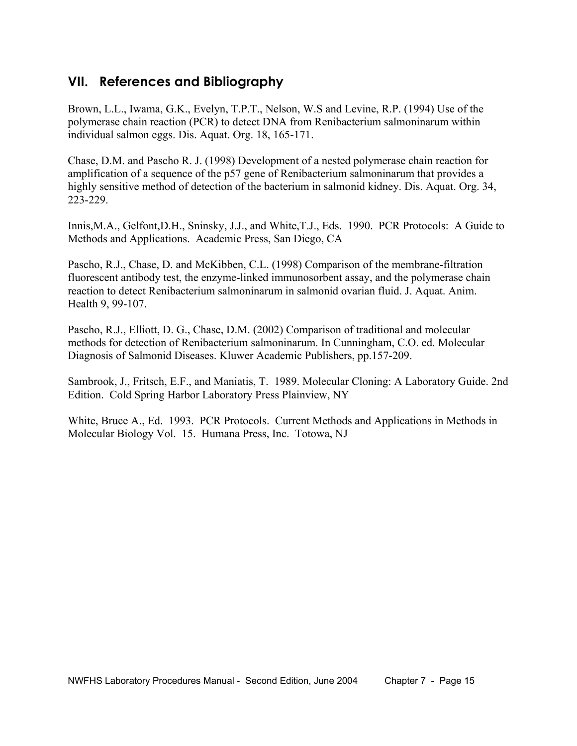## VII. References and Bibliography

Brown, L.L., Iwama, G.K., Evelyn, T.P.T., Nelson, W.S and Levine, R.P. (1994) Use of the polymerase chain reaction (PCR) to detect DNA from Renibacterium salmoninarum within individual salmon eggs. Dis. Aquat. Org. 18, 165-171.

Chase, D.M. and Pascho R. J. (1998) Development of a nested polymerase chain reaction for amplification of a sequence of the p57 gene of Renibacterium salmoninarum that provides a highly sensitive method of detection of the bacterium in salmonid kidney. Dis. Aquat. Org. 34, 223-229.

Innis,M.A., Gelfont,D.H., Sninsky, J.J., and White,T.J., Eds. 1990. PCR Protocols: A Guide to Methods and Applications. Academic Press, San Diego, CA

Pascho, R.J., Chase, D. and McKibben, C.L. (1998) Comparison of the membrane-filtration fluorescent antibody test, the enzyme-linked immunosorbent assay, and the polymerase chain reaction to detect Renibacterium salmoninarum in salmonid ovarian fluid. J. Aquat. Anim. Health 9, 99-107.

Pascho, R.J., Elliott, D. G., Chase, D.M. (2002) Comparison of traditional and molecular methods for detection of Renibacterium salmoninarum. In Cunningham, C.O. ed. Molecular Diagnosis of Salmonid Diseases. Kluwer Academic Publishers, pp.157-209.

Sambrook, J., Fritsch, E.F., and Maniatis, T. 1989. Molecular Cloning: A Laboratory Guide. 2nd Edition. Cold Spring Harbor Laboratory Press Plainview, NY

White, Bruce A., Ed. 1993. PCR Protocols. Current Methods and Applications in Methods in Molecular Biology Vol. 15. Humana Press, Inc. Totowa, NJ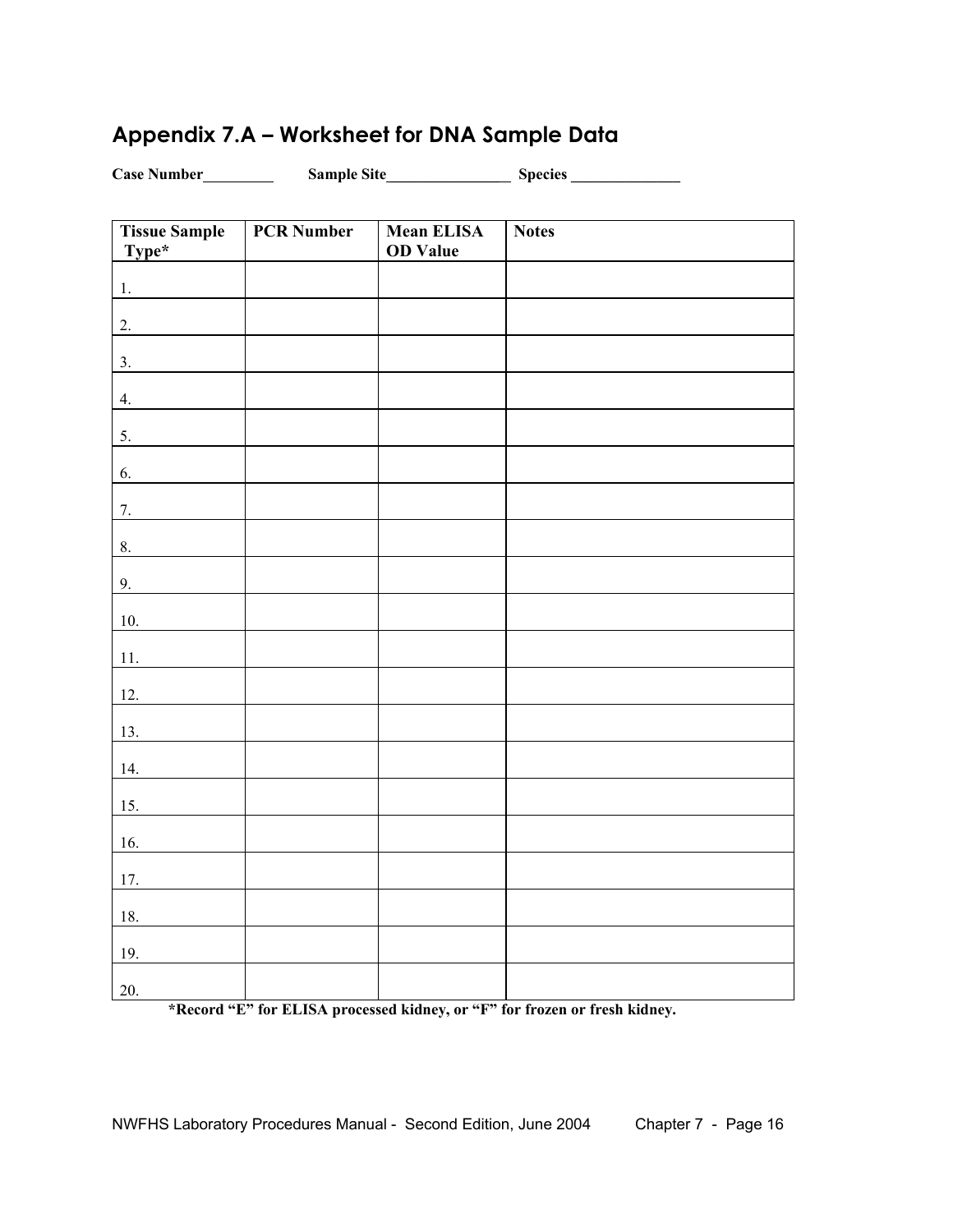## Appendix 7.A – Worksheet for DNA Sample Data

**Case Number**_________ **Sample Site**________________ **Species** ______________

| Tissue Sample Type* | PCR Number | Mean ELISA OD Value | Notes |
|---|---|---|---|
| 1. | | | |
| 2. | | | |
| 3. | | | |
| 4. | | | |
| 5. | | | |
| 6. | | | |
| 7. | | | |
| 8. | | | |
| 9. | | | |
| 10. | | | |
| 11. | | | |
| 12. | | | |
| 13. | | | |
| 14. | | | |
| 15. | | | |
| 16. | | | |
| 17. | | | |
| 18. | | | |
| 19. | | | |
| 20. | | | |

**\*Record "E" for ELISA processed kidney, or "F" for frozen or fresh kidney.**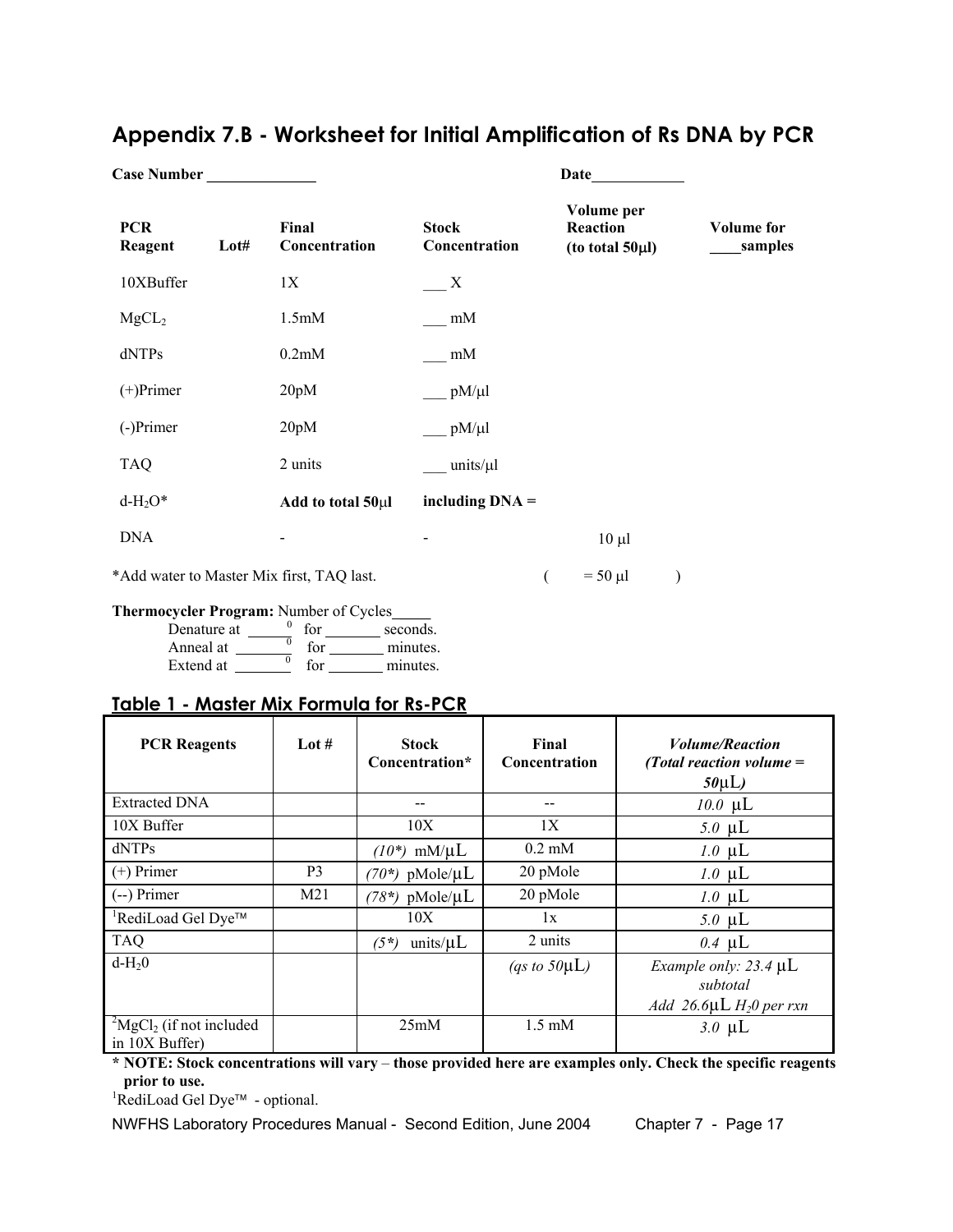## Appendix 7.B - Worksheet for Initial Amplification of Rs DNA by PCR

**Case Number** ______________ **Date**____________

| PCR Reagent | Lot# | Final Concentration | Stock Concentration | Volume per Reaction (to total 50μl) | Volume for ____samples |
|---|---|---|---|---|---|
| 10XBuffer | | 1X | ___ X | | |
| $MgCL_2$ | | 1.5mM | ___ mM | | |
| dNTPs | | 0.2mM | ___ mM | | |
| (+)Primer | | 20pM | ___ pM/μl | | |
| (-)Primer | | 20pM | ___ pM/μl | | |
| TAQ | | 2 units | ___ units/μl | | |
| d-$H_2O$* | | **Add to total 50μl** | **including DNA =** | | |
| DNA | | - | - | 10 μl | |

*Add water to Master Mix first, TAQ last. ( = 50 μl )

**Thermocycler Program:** Number of Cycles_____

Denature at _____ $^0$ for _______ seconds.
Anneal at _______ $^0$ for _______ minutes.
Extend at _______ $^0$ for _______ minutes.

### Table 1 - Master Mix Formula for Rs-PCR

| PCR Reagents | Lot # | Stock Concentration* | Final Concentration | *Volume/Reaction (Total reaction volume = 50μL)* |
|---|---|---|---|---|
| Extracted DNA | | -- | -- | *10.0* μL |
| 10X Buffer | | 10X | 1X | *5.0* μL |
| dNTPs | | *(10*)* mM/μL | 0.2 mM | *1.0* μL |
| (+) Primer | P3 | *(70*)* pMole/μL | 20 pMole | *1.0* μL |
| (--) Primer | M21 | *(78*)* pMole/μL | 20 pMole | *1.0* μL |
| [1]RediLoad Gel Dye™ | | 10X | 1x | *5.0* μL |
| TAQ | | *(5*)* units/μL | 2 units | *0.4* μL |
| d-$H_2$0 | | | *(qs to 50μL)* | *Example only: 23.4 μL subtotal Add 26.6μL $H_2$0 per rxn* |
| [2]$MgCl_2$ (if not included in 10X Buffer) | | 25mM | 1.5 mM | *3.0* μL |

**\* NOTE: Stock concentrations will vary** – **those provided here are examples only. Check the specific reagents prior to use.**

[1]RediLoad Gel Dye™ - optional.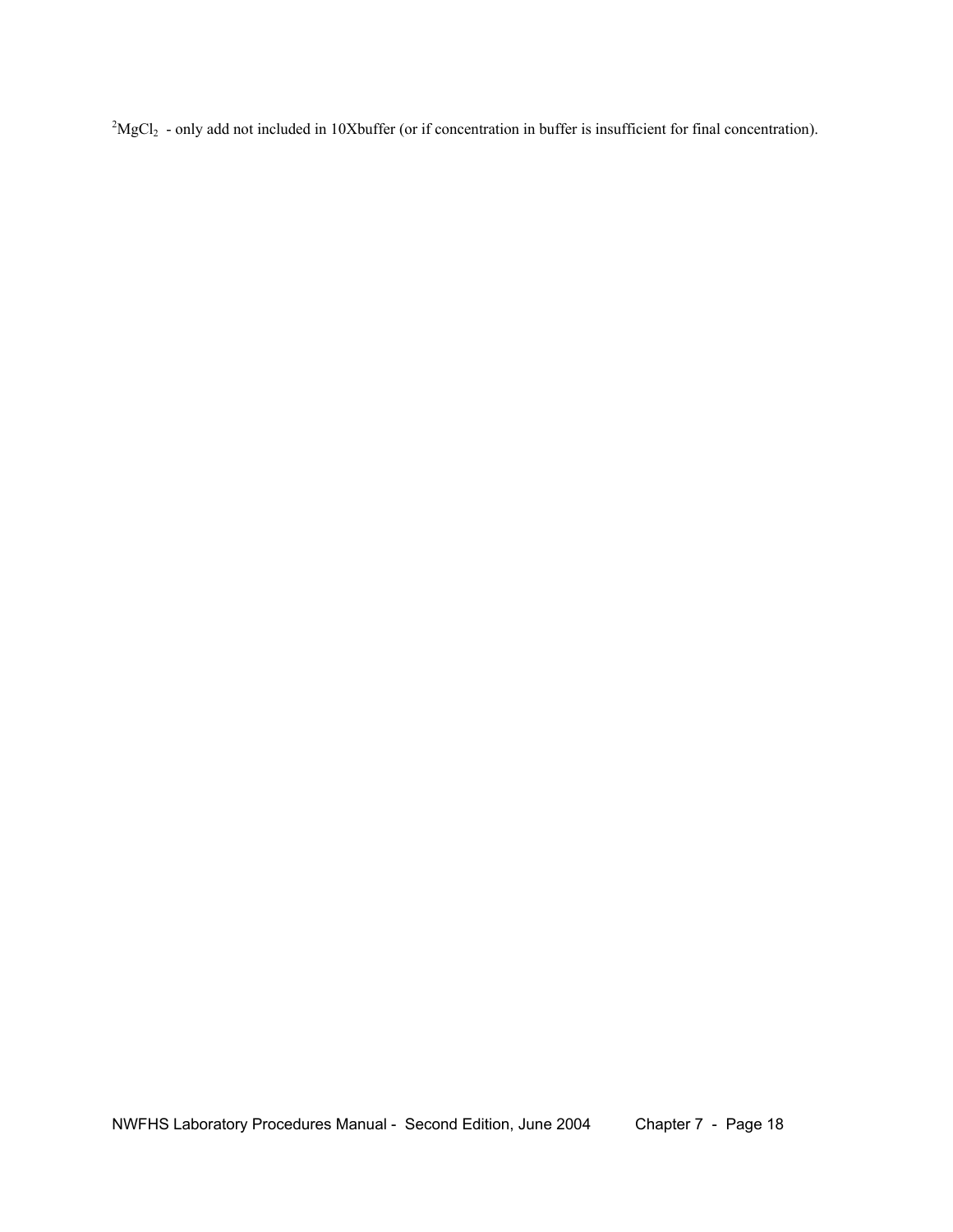[2]$MgCl_2$ - only add not included in 10Xbuffer (or if concentration in buffer is insufficient for final concentration).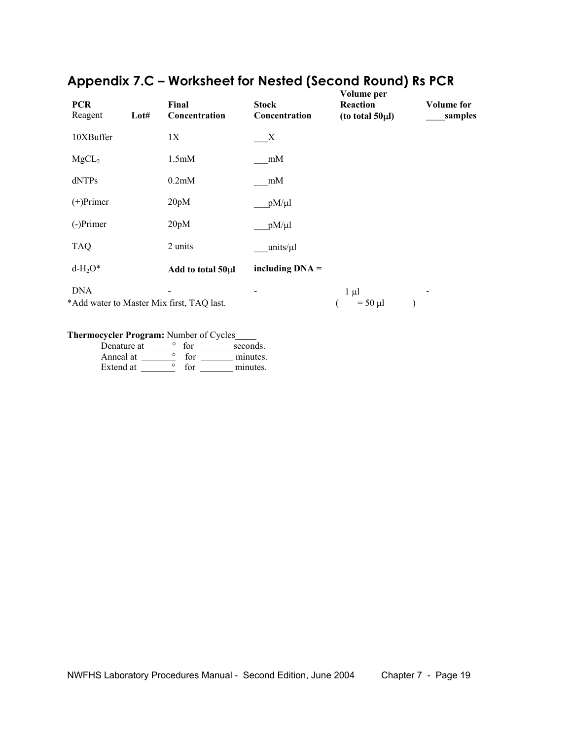## Appendix 7.C – Worksheet for Nested (Second Round) Rs PCR

| **PCR** Reagent | **Lot#** | **Final Concentration** | **Stock Concentration** | **Volume per Reaction (to total 50μl)** | **Volume for ____samples** |
|---|---|---|---|---|---|
| 10XBuffer | | 1X | ___X | | |
| $MgCL_2$ | | 1.5mM | ___mM | | |
| dNTPs | | 0.2mM | ___mM | | |
| (+)Primer | | 20pM | ___pM/μl | | |
| (-)Primer | | 20pM | ___pM/μl | | |
| TAQ | | 2 units | ___units/μl | | |
| d-$H_2O$* | | **Add to total 50μl** | **including DNA =** | | |
| DNA | | - | - | 1 μl<br>( = 50 μl ) | - |

*Add water to Master Mix first, TAQ last.

**Thermocycler Program:** Number of Cycles____

Denature at _____° for ______ seconds.
Anneal at ______° for ______ minutes.
Extend at ______° for ______ minutes.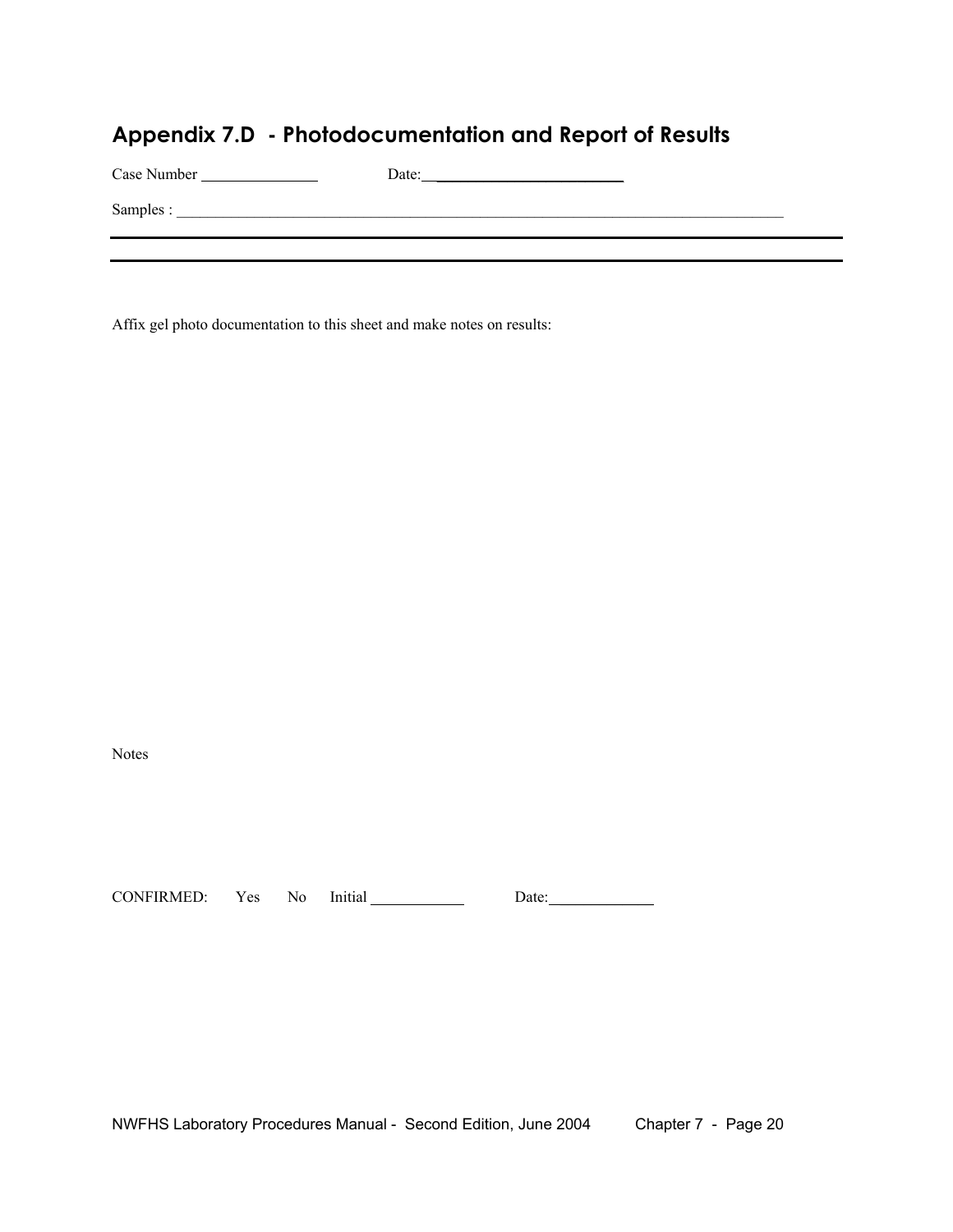## Appendix 7.D - Photodocumentation and Report of Results

Case Number _______________ Date: ________________________

Samples : ________________________________________________________________________________

---

---

Affix gel photo documentation to this sheet and make notes on results:

Notes

CONFIRMED: Yes No Initial ____________ Date: _____________